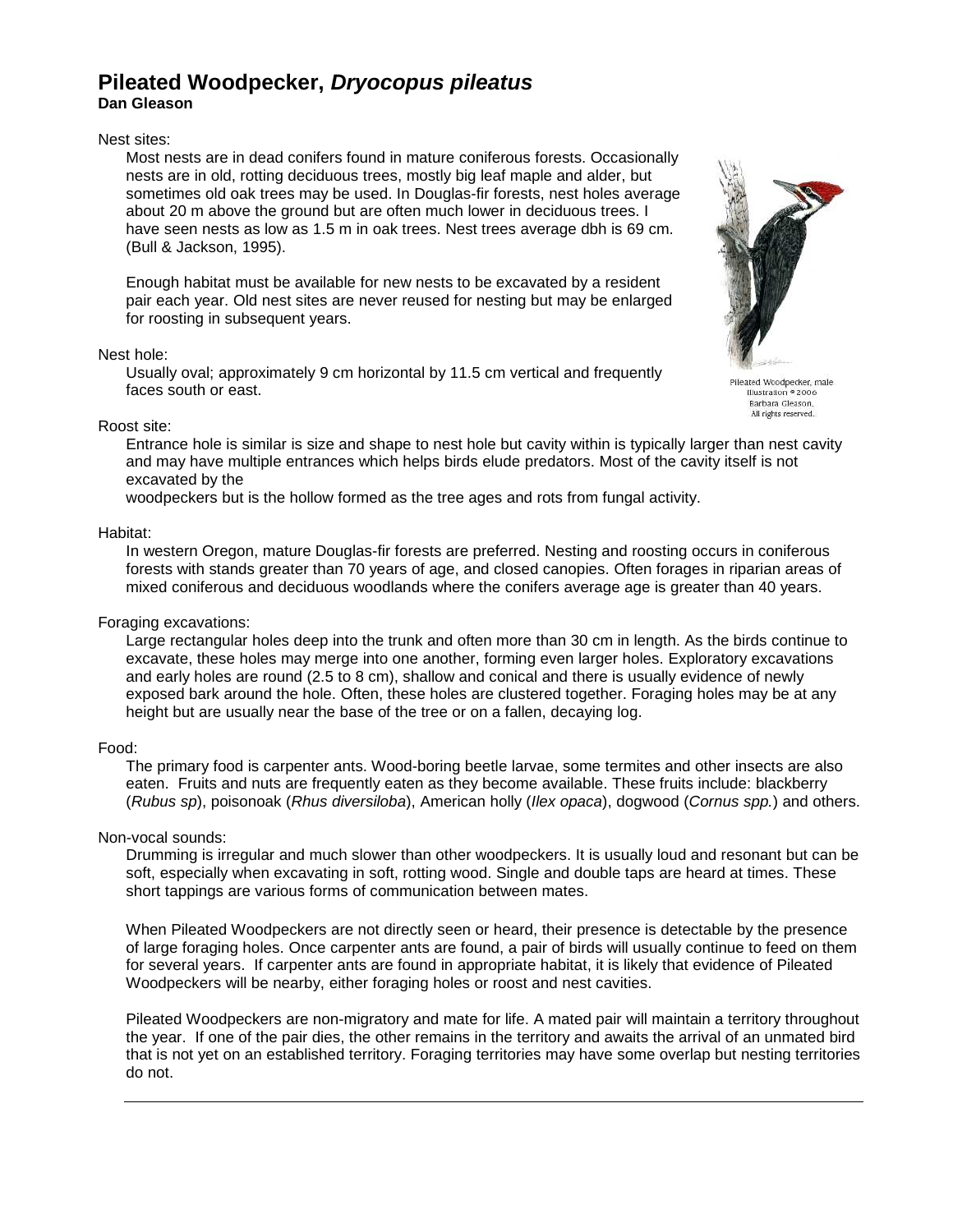# Pileated Woodpecker, *Dryocopus pileatus*

**Dan Gleason**

Nest sites:

Most nests are in dead conifers found in mature coniferous forests. Occasionally nests are in old, rotting deciduous trees, mostly big leaf maple and alder, but sometimes old oak trees may be used. In Douglas-fir forests, nest holes average about 20 m above the ground but are often much lower in deciduous trees. I have seen nests as low as 1.5 m in oak trees. Nest trees average dbh is 69 cm. (Bull & Jackson, 1995).

Enough habitat must be available for new nests to be excavated by a resident pair each year. Old nest sites are never reused for nesting but may be enlarged for roosting in subsequent years.

Nest hole:

Usually oval; approximately 9 cm horizontal by 11.5 cm vertical and frequently faces south or east.

Pileated Woodpecker, male
Illustration © 2006
Barbara Gleason.
All rights reserved.

Roost site:

Entrance hole is similar is size and shape to nest hole but cavity within is typically larger than nest cavity and may have multiple entrances which helps birds elude predators. Most of the cavity itself is not excavated by the woodpeckers but is the hollow formed as the tree ages and rots from fungal activity.

Habitat:

In western Oregon, mature Douglas-fir forests are preferred. Nesting and roosting occurs in coniferous forests with stands greater than 70 years of age, and closed canopies. Often forages in riparian areas of mixed coniferous and deciduous woodlands where the conifers average age is greater than 40 years.

Foraging excavations:

Large rectangular holes deep into the trunk and often more than 30 cm in length. As the birds continue to excavate, these holes may merge into one another, forming even larger holes. Exploratory excavations and early holes are round (2.5 to 8 cm), shallow and conical and there is usually evidence of newly exposed bark around the hole. Often, these holes are clustered together. Foraging holes may be at any height but are usually near the base of the tree or on a fallen, decaying log.

Food:

The primary food is carpenter ants. Wood-boring beetle larvae, some termites and other insects are also eaten. Fruits and nuts are frequently eaten as they become available. These fruits include: blackberry (*Rubus sp*), poisonoak (*Rhus diversiloba*), American holly (*Ilex opaca*), dogwood (*Cornus spp.*) and others.

Non-vocal sounds:

Drumming is irregular and much slower than other woodpeckers. It is usually loud and resonant but can be soft, especially when excavating in soft, rotting wood. Single and double taps are heard at times. These short tappings are various forms of communication between mates.

When Pileated Woodpeckers are not directly seen or heard, their presence is detectable by the presence of large foraging holes. Once carpenter ants are found, a pair of birds will usually continue to feed on them for several years. If carpenter ants are found in appropriate habitat, it is likely that evidence of Pileated Woodpeckers will be nearby, either foraging holes or roost and nest cavities.

Pileated Woodpeckers are non-migratory and mate for life. A mated pair will maintain a territory throughout the year. If one of the pair dies, the other remains in the territory and awaits the arrival of an unmated bird that is not yet on an established territory. Foraging territories may have some overlap but nesting territories do not.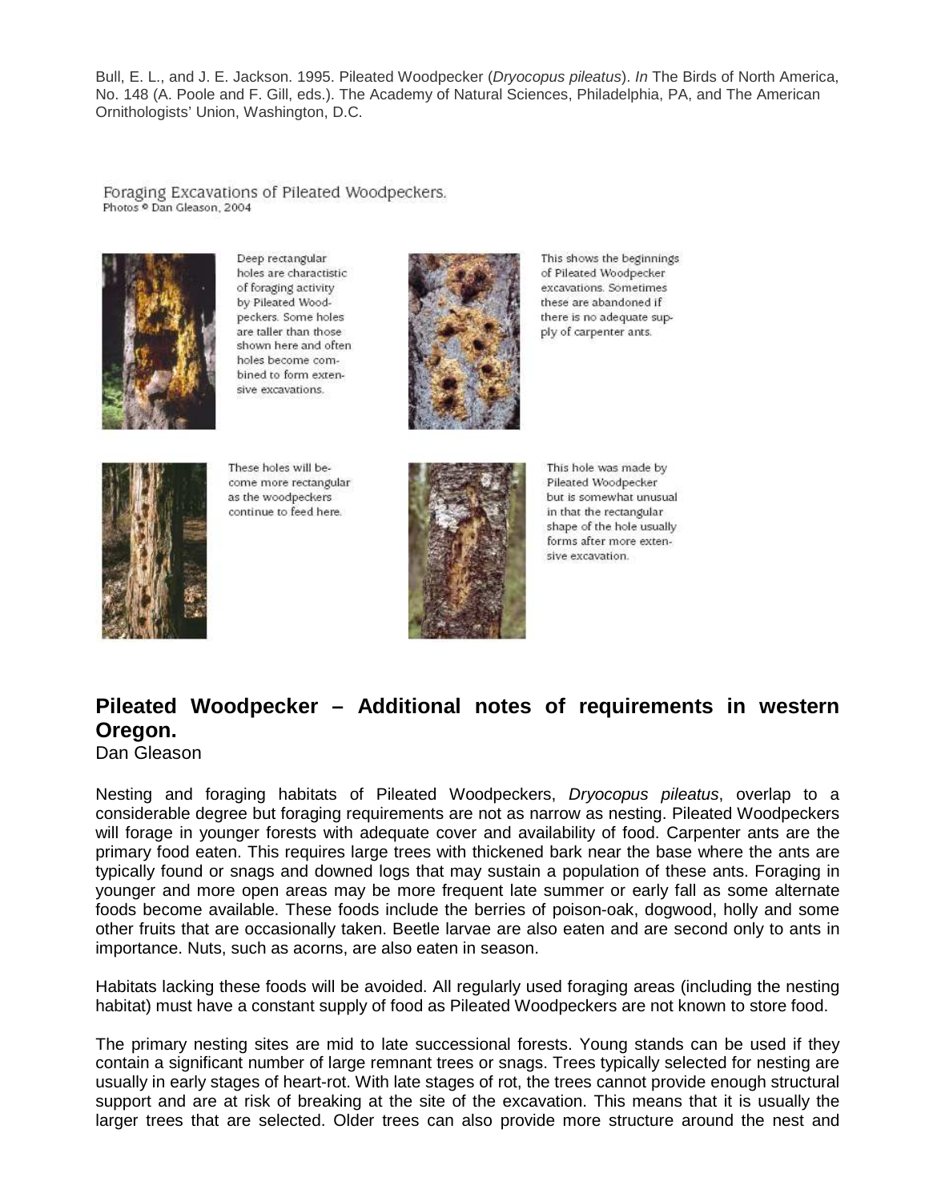Bull, E. L., and J. E. Jackson. 1995. Pileated Woodpecker (*Dryocopus pileatus*). *In* The Birds of North America, No. 148 (A. Poole and F. Gill, eds.). The Academy of Natural Sciences, Philadelphia, PA, and The American Ornithologists' Union, Washington, D.C.

Foraging Excavations of Pileated Woodpeckers.
Photos © Dan Gleason, 2004

Deep rectangular holes are charactistic of foraging activity by Pileated Woodpeckers. Some holes are taller than those shown here and often holes become combined to form extensive excavations.

This shows the beginnings of Pileated Woodpecker excavations. Sometimes these are abandoned if there is no adequate supply of carpenter ants.

These holes will become more rectangular as the woodpeckers continue to feed here.

This hole was made by Pileated Woodpecker but is somewhat unusual in that the rectangular shape of the hole usually forms after more extensive excavation.

## Pileated Woodpecker – Additional notes of requirements in western Oregon.

Dan Gleason

Nesting and foraging habitats of Pileated Woodpeckers, *Dryocopus pileatus*, overlap to a considerable degree but foraging requirements are not as narrow as nesting. Pileated Woodpeckers will forage in younger forests with adequate cover and availability of food. Carpenter ants are the primary food eaten. This requires large trees with thickened bark near the base where the ants are typically found or snags and downed logs that may sustain a population of these ants. Foraging in younger and more open areas may be more frequent late summer or early fall as some alternate foods become available. These foods include the berries of poison-oak, dogwood, holly and some other fruits that are occasionally taken. Beetle larvae are also eaten and are second only to ants in importance. Nuts, such as acorns, are also eaten in season.

Habitats lacking these foods will be avoided. All regularly used foraging areas (including the nesting habitat) must have a constant supply of food as Pileated Woodpeckers are not known to store food.

The primary nesting sites are mid to late successional forests. Young stands can be used if they contain a significant number of large remnant trees or snags. Trees typically selected for nesting are usually in early stages of heart-rot. With late stages of rot, the trees cannot provide enough structural support and are at risk of breaking at the site of the excavation. This means that it is usually the larger trees that are selected. Older trees can also provide more structure around the nest and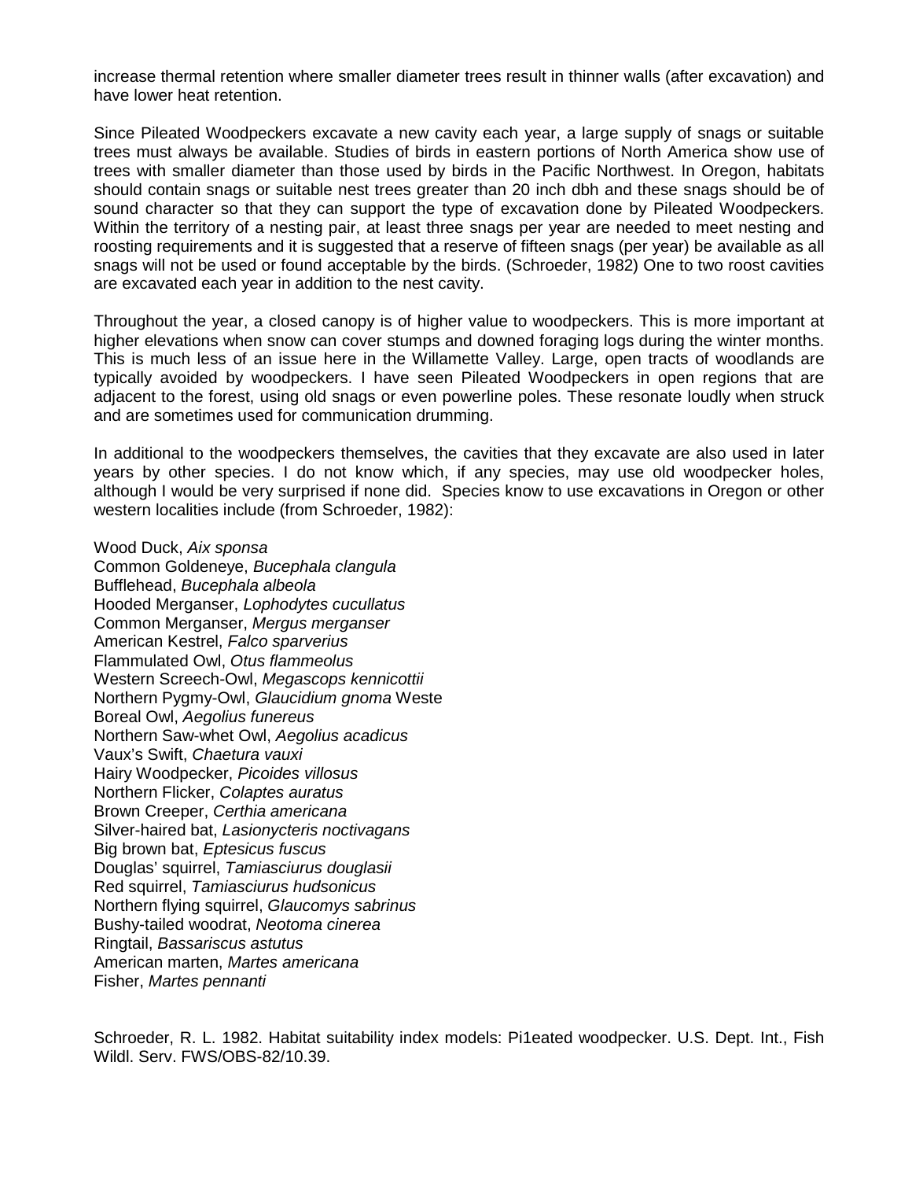increase thermal retention where smaller diameter trees result in thinner walls (after excavation) and have lower heat retention.

Since Pileated Woodpeckers excavate a new cavity each year, a large supply of snags or suitable trees must always be available. Studies of birds in eastern portions of North America show use of trees with smaller diameter than those used by birds in the Pacific Northwest. In Oregon, habitats should contain snags or suitable nest trees greater than 20 inch dbh and these snags should be of sound character so that they can support the type of excavation done by Pileated Woodpeckers. Within the territory of a nesting pair, at least three snags per year are needed to meet nesting and roosting requirements and it is suggested that a reserve of fifteen snags (per year) be available as all snags will not be used or found acceptable by the birds. (Schroeder, 1982) One to two roost cavities are excavated each year in addition to the nest cavity.

Throughout the year, a closed canopy is of higher value to woodpeckers. This is more important at higher elevations when snow can cover stumps and downed foraging logs during the winter months. This is much less of an issue here in the Willamette Valley. Large, open tracts of woodlands are typically avoided by woodpeckers. I have seen Pileated Woodpeckers in open regions that are adjacent to the forest, using old snags or even powerline poles. These resonate loudly when struck and are sometimes used for communication drumming.

In additional to the woodpeckers themselves, the cavities that they excavate are also used in later years by other species. I do not know which, if any species, may use old woodpecker holes, although I would be very surprised if none did. Species know to use excavations in Oregon or other western localities include (from Schroeder, 1982):

Wood Duck, *Aix sponsa*
Common Goldeneye, *Bucephala clangula*
Bufflehead, *Bucephala albeola*
Hooded Merganser, *Lophodytes cucullatus*
Common Merganser, *Mergus merganser*
American Kestrel, *Falco sparverius*
Flammulated Owl, *Otus flammeolus*
Western Screech-Owl, *Megascops kennicottii*
Northern Pygmy-Owl, *Glaucidium gnoma* Weste
Boreal Owl, *Aegolius funereus*
Northern Saw-whet Owl, *Aegolius acadicus*
Vaux's Swift, *Chaetura vauxi*
Hairy Woodpecker, *Picoides villosus*
Northern Flicker, *Colaptes auratus*
Brown Creeper, *Certhia americana*
Silver-haired bat, *Lasionycteris noctivagans*
Big brown bat, *Eptesicus fuscus*
Douglas' squirrel, *Tamiasciurus douglasii*
Red squirrel, *Tamiasciurus hudsonicus*
Northern flying squirrel, *Glaucomys sabrinus*
Bushy-tailed woodrat, *Neotoma cinerea*
Ringtail, *Bassariscus astutus*
American marten, *Martes americana*
Fisher, *Martes pennanti*

Schroeder, R. L. 1982. Habitat suitability index models: Pi1eated woodpecker. U.S. Dept. Int., Fish Wildl. Serv. FWS/OBS-82/10.39.